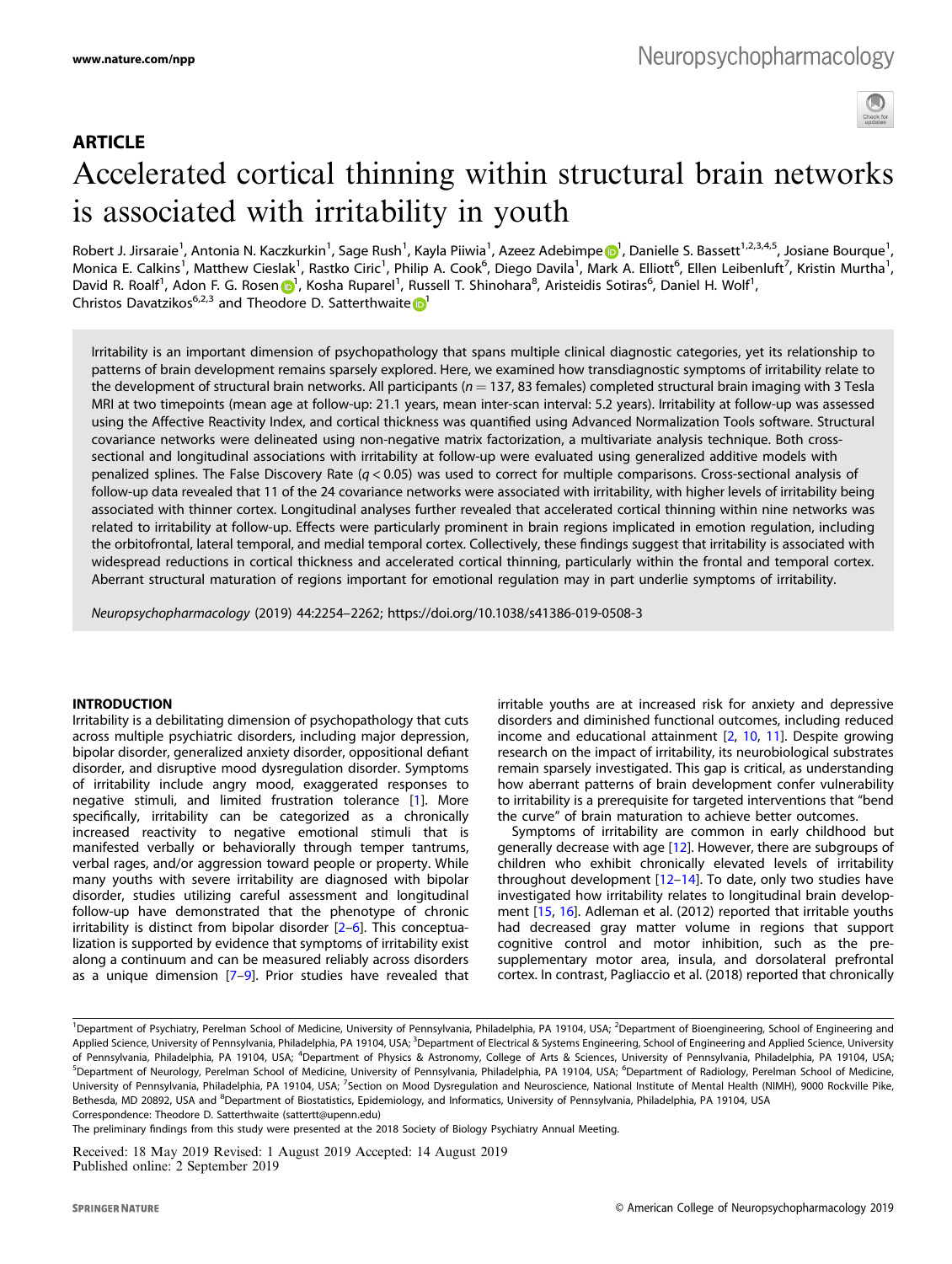## ARTICLE

# Accelerated cortical thinning within structural brain networks is associated with irritability in youth

Robert J. Jirsaraie[1], Antonia N. Kaczkurkin[1], Sage Rush[1], Kayla Piiwia[1], Azeez Adebimpe[1], Danielle S. Bassett[1,2,3,4,5], Josiane Bourque[1], Monica E. Calkins[1], Matthew Cieslak[1], Rastko Ciric[1], Philip A. Cook[6], Diego Davila[1], Mark A. Elliott[6], Ellen Leibenluft[7], Kristin Murtha[1], David R. Roalf[1], Adon F. G. Rosen[1], Kosha Ruparel[1], Russell T. Shinohara[8], Aristeidis Sotiras[6], Daniel H. Wolf[1], Christos Davatzikos[6,2,3] and Theodore D. Satterthwaite[1]

Irritability is an important dimension of psychopathology that spans multiple clinical diagnostic categories, yet its relationship to patterns of brain development remains sparsely explored. Here, we examined how transdiagnostic symptoms of irritability relate to the development of structural brain networks. All participants ($n = 137$, 83 females) completed structural brain imaging with 3 Tesla MRI at two timepoints (mean age at follow-up: 21.1 years, mean inter-scan interval: 5.2 years). Irritability at follow-up was assessed using the Affective Reactivity Index, and cortical thickness was quantified using Advanced Normalization Tools software. Structural covariance networks were delineated using non-negative matrix factorization, a multivariate analysis technique. Both cross-sectional and longitudinal associations with irritability at follow-up were evaluated using generalized additive models with penalized splines. The False Discovery Rate ($q < 0.05$) was used to correct for multiple comparisons. Cross-sectional analysis of follow-up data revealed that 11 of the 24 covariance networks were associated with irritability, with higher levels of irritability being associated with thinner cortex. Longitudinal analyses further revealed that accelerated cortical thinning within nine networks was related to irritability at follow-up. Effects were particularly prominent in brain regions implicated in emotion regulation, including the orbitofrontal, lateral temporal, and medial temporal cortex. Collectively, these findings suggest that irritability is associated with widespread reductions in cortical thickness and accelerated cortical thinning, particularly within the frontal and temporal cortex. Aberrant structural maturation of regions important for emotional regulation may in part underlie symptoms of irritability.

*Neuropsychopharmacology* (2019) 44:2254–2262; https://doi.org/10.1038/s41386-019-0508-3

## INTRODUCTION

Irritability is a debilitating dimension of psychopathology that cuts across multiple psychiatric disorders, including major depression, bipolar disorder, generalized anxiety disorder, oppositional defiant disorder, and disruptive mood dysregulation disorder. Symptoms of irritability include angry mood, exaggerated responses to negative stimuli, and limited frustration tolerance [1]. More specifically, irritability can be categorized as a chronically increased reactivity to negative emotional stimuli that is manifested verbally or behaviorally through temper tantrums, verbal rages, and/or aggression toward people or property. While many youths with severe irritability are diagnosed with bipolar disorder, studies utilizing careful assessment and longitudinal follow-up have demonstrated that the phenotype of chronic irritability is distinct from bipolar disorder [2–6]. This conceptualization is supported by evidence that symptoms of irritability exist along a continuum and can be measured reliably across disorders as a unique dimension [7–9]. Prior studies have revealed that irritable youths are at increased risk for anxiety and depressive disorders and diminished functional outcomes, including reduced income and educational attainment [2, 10, 11]. Despite growing research on the impact of irritability, its neurobiological substrates remain sparsely investigated. This gap is critical, as understanding how aberrant patterns of brain development confer vulnerability to irritability is a prerequisite for targeted interventions that "bend the curve" of brain maturation to achieve better outcomes.

Symptoms of irritability are common in early childhood but generally decrease with age [12]. However, there are subgroups of children who exhibit chronically elevated levels of irritability throughout development [12–14]. To date, only two studies have investigated how irritability relates to longitudinal brain development [15, 16]. Adleman et al. (2012) reported that irritable youths had decreased gray matter volume in regions that support cognitive control and motor inhibition, such as the pre-supplementary motor area, insula, and dorsolateral prefrontal cortex. In contrast, Pagliaccio et al. (2018) reported that chronically

[1]Department of Psychiatry, Perelman School of Medicine, University of Pennsylvania, Philadelphia, PA 19104, USA; [2]Department of Bioengineering, School of Engineering and Applied Science, University of Pennsylvania, Philadelphia, PA 19104, USA; [3]Department of Electrical & Systems Engineering, School of Engineering and Applied Science, University of Pennsylvania, Philadelphia, PA 19104, USA; [4]Department of Physics & Astronomy, College of Arts & Sciences, University of Pennsylvania, Philadelphia, PA 19104, USA; [5]Department of Neurology, Perelman School of Medicine, University of Pennsylvania, Philadelphia, PA 19104, USA; [6]Department of Radiology, Perelman School of Medicine, University of Pennsylvania, Philadelphia, PA 19104, USA; [7]Section on Mood Dysregulation and Neuroscience, National Institute of Mental Health (NIMH), 9000 Rockville Pike, Bethesda, MD 20892, USA and [8]Department of Biostatistics, Epidemiology, and Informatics, University of Pennsylvania, Philadelphia, PA 19104, USA
Correspondence: Theodore D. Satterthwaite (sattertt@upenn.edu)

The preliminary findings from this study were presented at the 2018 Society of Biology Psychiatry Annual Meeting.

Received: 18 May 2019 Revised: 1 August 2019 Accepted: 14 August 2019
Published online: 2 September 2019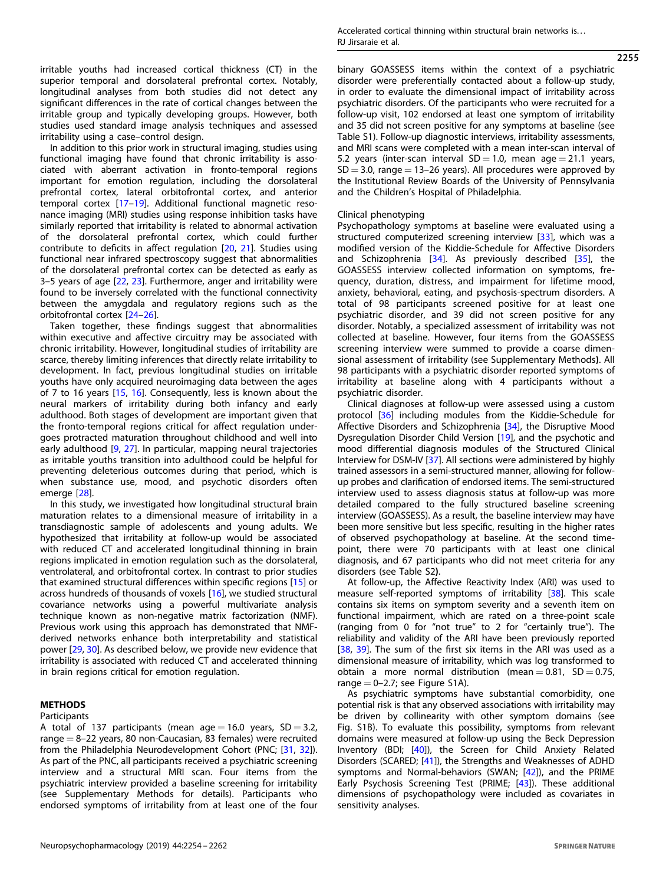irritable youths had increased cortical thickness (CT) in the superior temporal and dorsolateral prefrontal cortex. Notably, longitudinal analyses from both studies did not detect any significant differences in the rate of cortical changes between the irritable group and typically developing groups. However, both studies used standard image analysis techniques and assessed irritability using a case–control design.

In addition to this prior work in structural imaging, studies using functional imaging have found that chronic irritability is associated with aberrant activation in fronto-temporal regions important for emotion regulation, including the dorsolateral prefrontal cortex, lateral orbitofrontal cortex, and anterior temporal cortex [17–19]. Additional functional magnetic resonance imaging (MRI) studies using response inhibition tasks have similarly reported that irritability is related to abnormal activation of the dorsolateral prefrontal cortex, which could further contribute to deficits in affect regulation [20, 21]. Studies using functional near infrared spectroscopy suggest that abnormalities of the dorsolateral prefrontal cortex can be detected as early as 3–5 years of age [22, 23]. Furthermore, anger and irritability were found to be inversely correlated with the functional connectivity between the amygdala and regulatory regions such as the orbitofrontal cortex [24–26].

Taken together, these findings suggest that abnormalities within executive and affective circuitry may be associated with chronic irritability. However, longitudinal studies of irritability are scarce, thereby limiting inferences that directly relate irritability to development. In fact, previous longitudinal studies on irritable youths have only acquired neuroimaging data between the ages of 7 to 16 years [15, 16]. Consequently, less is known about the neural markers of irritability during both infancy and early adulthood. Both stages of development are important given that the fronto-temporal regions critical for affect regulation undergoes protracted maturation throughout childhood and well into early adulthood [9, 27]. In particular, mapping neural trajectories as irritable youths transition into adulthood could be helpful for preventing deleterious outcomes during that period, which is when substance use, mood, and psychotic disorders often emerge [28].

In this study, we investigated how longitudinal structural brain maturation relates to a dimensional measure of irritability in a transdiagnostic sample of adolescents and young adults. We hypothesized that irritability at follow-up would be associated with reduced CT and accelerated longitudinal thinning in brain regions implicated in emotion regulation such as the dorsolateral, ventrolateral, and orbitofrontal cortex. In contrast to prior studies that examined structural differences within specific regions [15] or across hundreds of thousands of voxels [16], we studied structural covariance networks using a powerful multivariate analysis technique known as non-negative matrix factorization (NMF). Previous work using this approach has demonstrated that NMF-derived networks enhance both interpretability and statistical power [29, 30]. As described below, we provide new evidence that irritability is associated with reduced CT and accelerated thinning in brain regions critical for emotion regulation.

## METHODS

### Participants

A total of 137 participants (mean age = 16.0 years, SD = 3.2, range = 8–22 years, 80 non-Caucasian, 83 females) were recruited from the Philadelphia Neurodevelopment Cohort (PNC; [31, 32]). As part of the PNC, all participants received a psychiatric screening interview and a structural MRI scan. Four items from the psychiatric interview provided a baseline screening for irritability (see Supplementary Methods for details). Participants who endorsed symptoms of irritability from at least one of the four binary GOASSESS items within the context of a psychiatric disorder were preferentially contacted about a follow-up study, in order to evaluate the dimensional impact of irritability across psychiatric disorders. Of the participants who were recruited for a follow-up visit, 102 endorsed at least one symptom of irritability and 35 did not screen positive for any symptoms at baseline (see Table S1). Follow-up diagnostic interviews, irritability assessments, and MRI scans were completed with a mean inter-scan interval of 5.2 years (inter-scan interval SD = 1.0, mean age = 21.1 years, SD = 3.0, range = 13–26 years). All procedures were approved by the Institutional Review Boards of the University of Pennsylvania and the Children's Hospital of Philadelphia.

### Clinical phenotyping

Psychopathology symptoms at baseline were evaluated using a structured computerized screening interview [33], which was a modified version of the Kiddie-Schedule for Affective Disorders and Schizophrenia [34]. As previously described [35], the GOASSESS interview collected information on symptoms, frequency, duration, distress, and impairment for lifetime mood, anxiety, behavioral, eating, and psychosis-spectrum disorders. A total of 98 participants screened positive for at least one psychiatric disorder, and 39 did not screen positive for any disorder. Notably, a specialized assessment of irritability was not collected at baseline. However, four items from the GOASSESS screening interview were summed to provide a coarse dimensional assessment of irritability (see Supplementary Methods**)**. All 98 participants with a psychiatric disorder reported symptoms of irritability at baseline along with 4 participants without a psychiatric disorder.

Clinical diagnoses at follow-up were assessed using a custom protocol [36] including modules from the Kiddie-Schedule for Affective Disorders and Schizophrenia [34], the Disruptive Mood Dysregulation Disorder Child Version [19], and the psychotic and mood differential diagnosis modules of the Structured Clinical Interview for DSM-IV [37]. All sections were administered by highly trained assessors in a semi-structured manner, allowing for follow-up probes and clarification of endorsed items. The semi-structured interview used to assess diagnosis status at follow-up was more detailed compared to the fully structured baseline screening interview (GOASSESS). As a result, the baseline interview may have been more sensitive but less specific, resulting in the higher rates of observed psychopathology at baseline. At the second timepoint, there were 70 participants with at least one clinical diagnosis, and 67 participants who did not meet criteria for any disorders (see Table S2**)**.

At follow-up, the Affective Reactivity Index (ARI) was used to measure self-reported symptoms of irritability [38]. This scale contains six items on symptom severity and a seventh item on functional impairment, which are rated on a three-point scale (ranging from 0 for "not true" to 2 for "certainly true"). The reliability and validity of the ARI have been previously reported [38, 39]. The sum of the first six items in the ARI was used as a dimensional measure of irritability, which was log transformed to obtain a more normal distribution (mean = 0.81, SD = 0.75, range = 0–2.7; see Figure S1A).

As psychiatric symptoms have substantial comorbidity, one potential risk is that any observed associations with irritability may be driven by collinearity with other symptom domains (see Fig. S1B). To evaluate this possibility, symptoms from relevant domains were measured at follow-up using the Beck Depression Inventory (BDI; [40]), the Screen for Child Anxiety Related Disorders (SCARED; [41]), the Strengths and Weaknesses of ADHD symptoms and Normal-behaviors (SWAN; [42]), and the PRIME Early Psychosis Screening Test (PRIME; [43]). These additional dimensions of psychopathology were included as covariates in sensitivity analyses.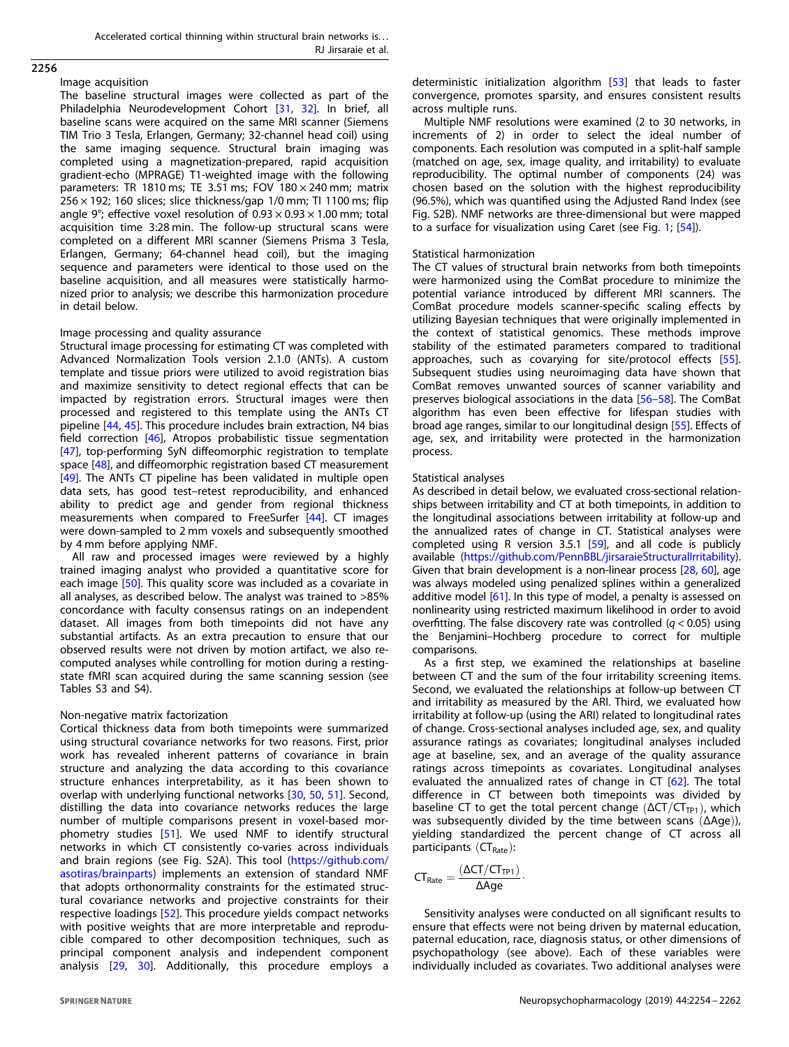### Image acquisition

The baseline structural images were collected as part of the Philadelphia Neurodevelopment Cohort [31, 32]. In brief, all baseline scans were acquired on the same MRI scanner (Siemens TIM Trio 3 Tesla, Erlangen, Germany; 32-channel head coil) using the same imaging sequence. Structural brain imaging was completed using a magnetization-prepared, rapid acquisition gradient-echo (MPRAGE) T1-weighted image with the following parameters: TR 1810 ms; TE 3.51 ms; FOV 180 × 240 mm; matrix 256 × 192; 160 slices; slice thickness/gap 1/0 mm; TI 1100 ms; flip angle 9°; effective voxel resolution of 0.93 × 0.93 × 1.00 mm; total acquisition time 3:28 min. The follow-up structural scans were completed on a different MRI scanner (Siemens Prisma 3 Tesla, Erlangen, Germany; 64-channel head coil), but the imaging sequence and parameters were identical to those used on the baseline acquisition, and all measures were statistically harmonized prior to analysis; we describe this harmonization procedure in detail below.

### Image processing and quality assurance

Structural image processing for estimating CT was completed with Advanced Normalization Tools version 2.1.0 (ANTs). A custom template and tissue priors were utilized to avoid registration bias and maximize sensitivity to detect regional effects that can be impacted by registration errors. Structural images were then processed and registered to this template using the ANTs CT pipeline [44, 45]. This procedure includes brain extraction, N4 bias field correction [46], Atropos probabilistic tissue segmentation [47], top-performing SyN diffeomorphic registration to template space [48], and diffeomorphic registration based CT measurement [49]. The ANTs CT pipeline has been validated in multiple open data sets, has good test–retest reproducibility, and enhanced ability to predict age and gender from regional thickness measurements when compared to FreeSurfer [44]. CT images were down-sampled to 2 mm voxels and subsequently smoothed by 4 mm before applying NMF.

All raw and processed images were reviewed by a highly trained imaging analyst who provided a quantitative score for each image [50]. This quality score was included as a covariate in all analyses, as described below. The analyst was trained to >85% concordance with faculty consensus ratings on an independent dataset. All images from both timepoints did not have any substantial artifacts. As an extra precaution to ensure that our observed results were not driven by motion artifact, we also re-computed analyses while controlling for motion during a resting-state fMRI scan acquired during the same scanning session (see Tables S3 and S4).

### Non-negative matrix factorization

Cortical thickness data from both timepoints were summarized using structural covariance networks for two reasons. First, prior work has revealed inherent patterns of covariance in brain structure and analyzing the data according to this covariance structure enhances interpretability, as it has been shown to overlap with underlying functional networks [30, 50, 51]. Second, distilling the data into covariance networks reduces the large number of multiple comparisons present in voxel-based morphometry studies [51]. We used NMF to identify structural networks in which CT consistently co-varies across individuals and brain regions (see Fig. S2A). This tool (https://github.com/asotiras/brainparts) implements an extension of standard NMF that adopts orthonormality constraints for the estimated structural covariance networks and projective constraints for their respective loadings [52]. This procedure yields compact networks with positive weights that are more interpretable and reproducible compared to other decomposition techniques, such as principal component analysis and independent component analysis [29, 30]. Additionally, this procedure employs a deterministic initialization algorithm [53] that leads to faster convergence, promotes sparsity, and ensures consistent results across multiple runs.

Multiple NMF resolutions were examined (2 to 30 networks, in increments of 2) in order to select the ideal number of components. Each resolution was computed in a split-half sample (matched on age, sex, image quality, and irritability) to evaluate reproducibility. The optimal number of components (24) was chosen based on the solution with the highest reproducibility (96.5%), which was quantified using the Adjusted Rand Index (see Fig. S2B). NMF networks are three-dimensional but were mapped to a surface for visualization using Caret (see Fig. 1; [54]).

### Statistical harmonization

The CT values of structural brain networks from both timepoints were harmonized using the ComBat procedure to minimize the potential variance introduced by different MRI scanners. The ComBat procedure models scanner-specific scaling effects by utilizing Bayesian techniques that were originally implemented in the context of statistical genomics. These methods improve stability of the estimated parameters compared to traditional approaches, such as covarying for site/protocol effects [55]. Subsequent studies using neuroimaging data have shown that ComBat removes unwanted sources of scanner variability and preserves biological associations in the data [56–58]. The ComBat algorithm has even been effective for lifespan studies with broad age ranges, similar to our longitudinal design [55]. Effects of age, sex, and irritability were protected in the harmonization process.

### Statistical analyses

As described in detail below, we evaluated cross-sectional relationships between irritability and CT at both timepoints, in addition to the longitudinal associations between irritability at follow-up and the annualized rates of change in CT. Statistical analyses were completed using R version 3.5.1 [59], and all code is publicly available (https://github.com/PennBBL/jirsaraieStructuralIrritability). Given that brain development is a non-linear process [28, 60], age was always modeled using penalized splines within a generalized additive model [61]. In this type of model, a penalty is assessed on nonlinearity using restricted maximum likelihood in order to avoid overfitting. The false discovery rate was controlled ($q < 0.05$) using the Benjamini–Hochberg procedure to correct for multiple comparisons.

As a first step, we examined the relationships at baseline between CT and the sum of the four irritability screening items. Second, we evaluated the relationships at follow-up between CT and irritability as measured by the ARI. Third, we evaluated how irritability at follow-up (using the ARI) related to longitudinal rates of change. Cross-sectional analyses included age, sex, and quality assurance ratings as covariates; longitudinal analyses included age at baseline, sex, and an average of the quality assurance ratings across timepoints as covariates. Longitudinal analyses evaluated the annualized rates of change in CT [62]. The total difference in CT between both timepoints was divided by baseline CT to get the total percent change ($\Delta CT/CT_{TP1}$), which was subsequently divided by the time between scans ($\Delta Age$)), yielding standardized the percent change of CT across all participants ($CT_{Rate}$):

$$CT_{Rate} = \frac{(\Delta CT/CT_{TP1})}{\Delta Age}.$$

Sensitivity analyses were conducted on all significant results to ensure that effects were not being driven by maternal education, paternal education, race, diagnosis status, or other dimensions of psychopathology (see above). Each of these variables were individually included as covariates. Two additional analyses were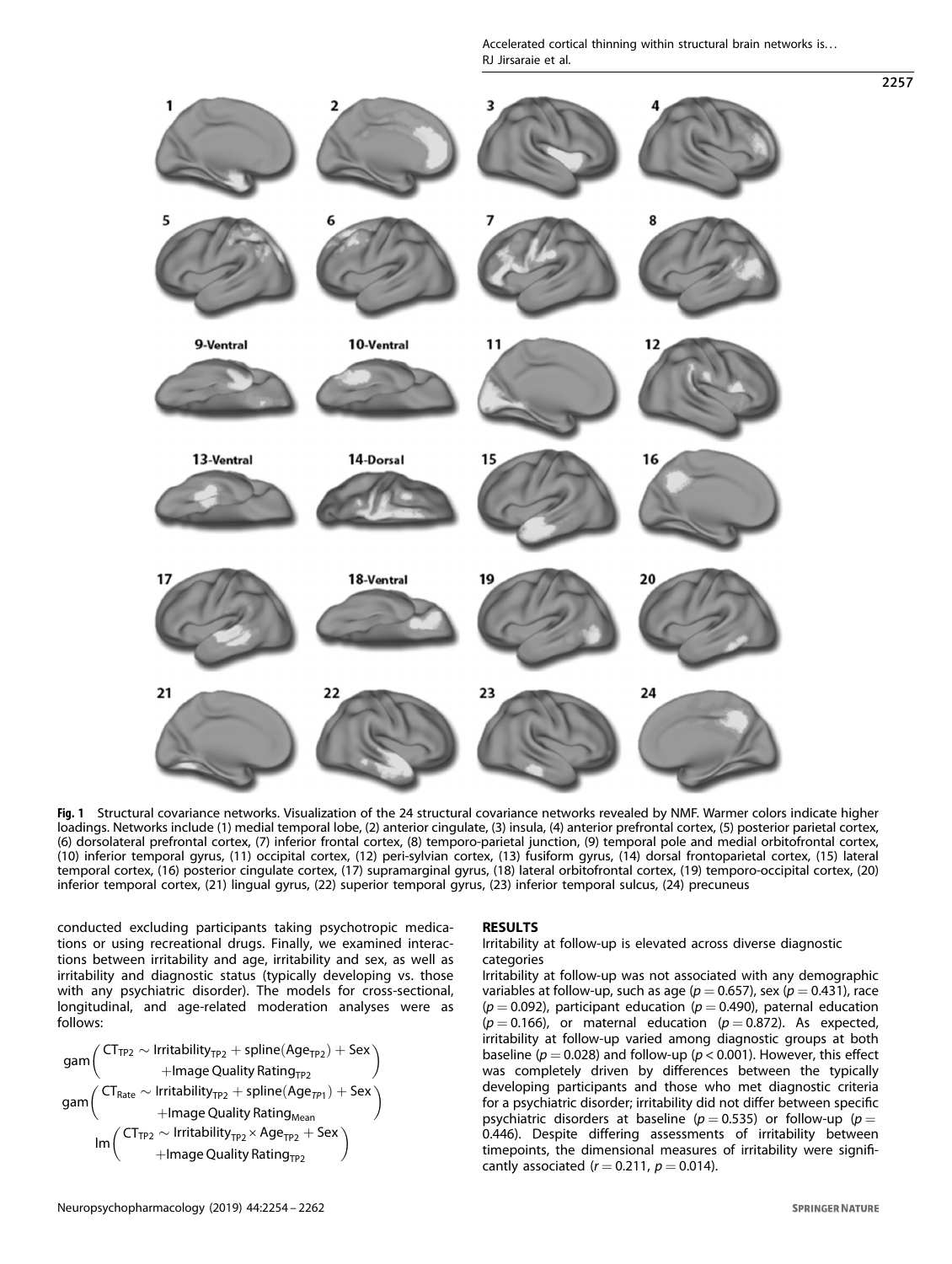Fig. 1 Structural covariance networks. Visualization of the 24 structural covariance networks revealed by NMF. Warmer colors indicate higher loadings. Networks include (1) medial temporal lobe, (2) anterior cingulate, (3) insula, (4) anterior prefrontal cortex, (5) posterior parietal cortex, (6) dorsolateral prefrontal cortex, (7) inferior frontal cortex, (8) temporo-parietal junction, (9) temporal pole and medial orbitofrontal cortex, (10) inferior temporal gyrus, (11) occipital cortex, (12) peri-sylvian cortex, (13) fusiform gyrus, (14) dorsal frontoparietal cortex, (15) lateral temporal cortex, (16) posterior cingulate cortex, (17) supramarginal gyrus, (18) lateral orbitofrontal cortex, (19) temporo-occipital cortex, (20) inferior temporal cortex, (21) lingual gyrus, (22) superior temporal gyrus, (23) inferior temporal sulcus, (24) precuneus

conducted excluding participants taking psychotropic medications or using recreational drugs. Finally, we examined interactions between irritability and age, irritability and sex, as well as irritability and diagnostic status (typically developing vs. those with any psychiatric disorder). The models for cross-sectional, longitudinal, and age-related moderation analyses were as follows:

$$\text{gam}\left(\begin{array}{c}\text{CT}_{\text{TP2}} \sim \text{Irritability}_{\text{TP2}} + \text{spline}(\text{Age}_{\text{TP2}}) + \text{Sex} \\ +\text{Image Quality Rating}_{\text{TP2}}\end{array}\right)$$

$$\text{gam}\left(\begin{array}{c}\text{CT}_{\text{Rate}} \sim \text{Irritability}_{\text{TP2}} + \text{spline}(\text{Age}_{TP1}) + \text{Sex} \\ +\text{Image Quality Rating}_{\text{Mean}}\end{array}\right)$$

$$\text{lm}\left(\begin{array}{c}\text{CT}_{\text{TP2}} \sim \text{Irritability}_{\text{TP2}} \times \text{Age}_{\text{TP2}} + \text{Sex} \\ +\text{Image Quality Rating}_{\text{TP2}}\end{array}\right)$$

## RESULTS

### Irritability at follow-up is elevated across diverse diagnostic categories

Irritability at follow-up was not associated with any demographic variables at follow-up, such as age ($p = 0.657$), sex ($p = 0.431$), race ($p = 0.092$), participant education ($p = 0.490$), paternal education ($p = 0.166$), or maternal education ($p = 0.872$). As expected, irritability at follow-up varied among diagnostic groups at both baseline ($p = 0.028$) and follow-up ($p < 0.001$). However, this effect was completely driven by differences between the typically developing participants and those who met diagnostic criteria for a psychiatric disorder; irritability did not differ between specific psychiatric disorders at baseline ($p = 0.535$) or follow-up ($p = 0.446$). Despite differing assessments of irritability between timepoints, the dimensional measures of irritability were significantly associated ($r = 0.211$, $p = 0.014$).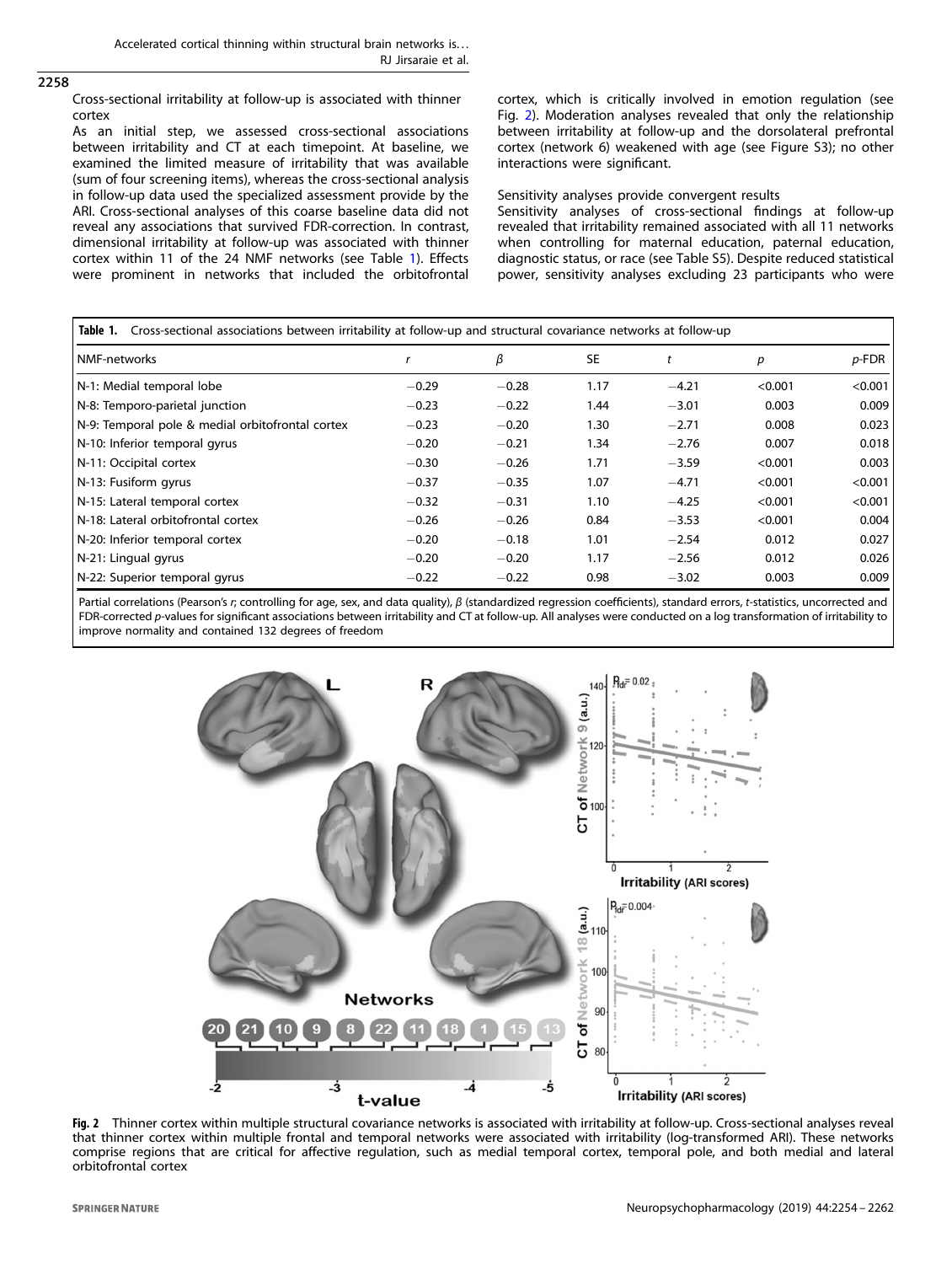## Cross-sectional irritability at follow-up is associated with thinner cortex

As an initial step, we assessed cross-sectional associations between irritability and CT at each timepoint. At baseline, we examined the limited measure of irritability that was available (sum of four screening items), whereas the cross-sectional analysis in follow-up data used the specialized assessment provide by the ARI. Cross-sectional analyses of this coarse baseline data did not reveal any associations that survived FDR-correction. In contrast, dimensional irritability at follow-up was associated with thinner cortex within 11 of the 24 NMF networks (see Table 1). Effects were prominent in networks that included the orbitofrontal cortex, which is critically involved in emotion regulation (see Fig. 2). Moderation analyses revealed that only the relationship between irritability at follow-up and the dorsolateral prefrontal cortex (network 6) weakened with age (see Figure S3); no other interactions were significant.

## Sensitivity analyses provide convergent results

Sensitivity analyses of cross-sectional findings at follow-up revealed that irritability remained associated with all 11 networks when controlling for maternal education, paternal education, diagnostic status, or race (see Table S5). Despite reduced statistical power, sensitivity analyses excluding 23 participants who were

**Table 1.** Cross-sectional associations between irritability at follow-up and structural covariance networks at follow-up

| NMF-networks | $r$ | $\beta$ | SE | $t$ | $p$ | $p$-FDR |
|---|---|---|---|---|---|---|
| N-1: Medial temporal lobe | −0.29 | −0.28 | 1.17 | −4.21 | <0.001 | <0.001 |
| N-8: Temporo-parietal junction | −0.23 | −0.22 | 1.44 | −3.01 | 0.003 | 0.009 |
| N-9: Temporal pole & medial orbitofrontal cortex | −0.23 | −0.20 | 1.30 | −2.71 | 0.008 | 0.023 |
| N-10: Inferior temporal gyrus | −0.20 | −0.21 | 1.34 | −2.76 | 0.007 | 0.018 |
| N-11: Occipital cortex | −0.30 | −0.26 | 1.71 | −3.59 | <0.001 | 0.003 |
| N-13: Fusiform gyrus | −0.37 | −0.35 | 1.07 | −4.71 | <0.001 | <0.001 |
| N-15: Lateral temporal cortex | −0.32 | −0.31 | 1.10 | −4.25 | <0.001 | <0.001 |
| N-18: Lateral orbitofrontal cortex | −0.26 | −0.26 | 0.84 | −3.53 | <0.001 | 0.004 |
| N-20: Inferior temporal cortex | −0.20 | −0.18 | 1.01 | −2.54 | 0.012 | 0.027 |
| N-21: Lingual gyrus | −0.20 | −0.20 | 1.17 | −2.56 | 0.012 | 0.026 |
| N-22: Superior temporal gyrus | −0.22 | −0.22 | 0.98 | −3.02 | 0.003 | 0.009 |

Partial correlations (Pearson's $r$; controlling for age, sex, and data quality), $\beta$ (standardized regression coefficients), standard errors, $t$-statistics, uncorrected and FDR-corrected $p$-values for significant associations between irritability and CT at follow-up. All analyses were conducted on a log transformation of irritability to improve normality and contained 132 degrees of freedom

**Fig. 2** Thinner cortex within multiple structural covariance networks is associated with irritability at follow-up. Cross-sectional analyses reveal that thinner cortex within multiple frontal and temporal networks were associated with irritability (log-transformed ARI). These networks comprise regions that are critical for affective regulation, such as medial temporal cortex, temporal pole, and both medial and lateral orbitofrontal cortex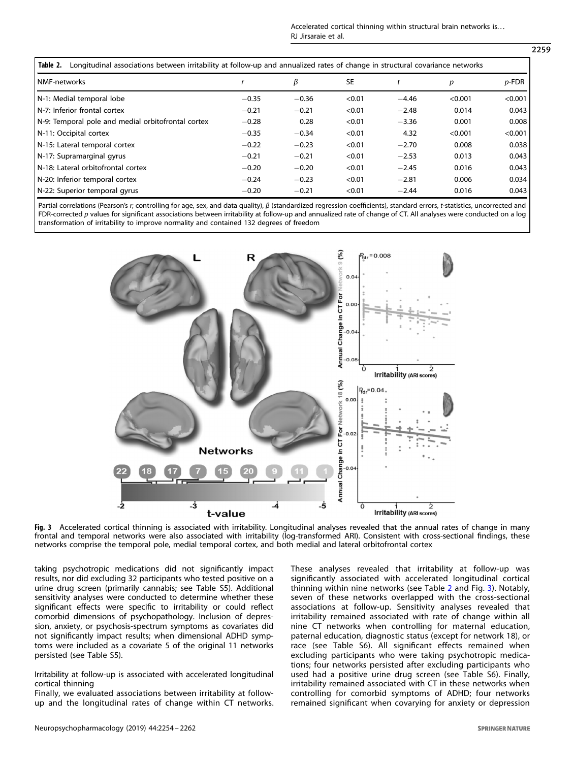**Table 2.** Longitudinal associations between irritability at follow-up and annualized rates of change in structural covariance networks

| NMF-networks | r | β | SE | t | p | p-FDR |
|---|---|---|---|---|---|---|
| N-1: Medial temporal lobe | −0.35 | −0.36 | <0.01 | −4.46 | <0.001 | <0.001 |
| N-7: Inferior frontal cortex | −0.21 | −0.21 | <0.01 | −2.48 | 0.014 | 0.043 |
| N-9: Temporal pole and medial orbitofrontal cortex | −0.28 | 0.28 | <0.01 | −3.36 | 0.001 | 0.008 |
| N-11: Occipital cortex | −0.35 | −0.34 | <0.01 | 4.32 | <0.001 | <0.001 |
| N-15: Lateral temporal cortex | −0.22 | −0.23 | <0.01 | −2.70 | 0.008 | 0.038 |
| N-17: Supramarginal gyrus | −0.21 | −0.21 | <0.01 | −2.53 | 0.013 | 0.043 |
| N-18: Lateral orbitofrontal cortex | −0.20 | −0.20 | <0.01 | −2.45 | 0.016 | 0.043 |
| N-20: Inferior temporal cortex | −0.24 | −0.23 | <0.01 | −2.81 | 0.006 | 0.034 |
| N-22: Superior temporal gyrus | −0.20 | −0.21 | <0.01 | −2.44 | 0.016 | 0.043 |

Partial correlations (Pearson's r; controlling for age, sex, and data quality), β (standardized regression coefficients), standard errors, t-statistics, uncorrected and FDR-corrected p values for significant associations between irritability at follow-up and annualized rate of change of CT. All analyses were conducted on a log transformation of irritability to improve normality and contained 132 degrees of freedom

**Fig. 3** Accelerated cortical thinning is associated with irritability. Longitudinal analyses revealed that the annual rates of change in many frontal and temporal networks were also associated with irritability (log-transformed ARI). Consistent with cross-sectional findings, these networks comprise the temporal pole, medial temporal cortex, and both medial and lateral orbitofrontal cortex

taking psychotropic medications did not significantly impact results, nor did excluding 32 participants who tested positive on a urine drug screen (primarily cannabis; see Table S5). Additional sensitivity analyses were conducted to determine whether these significant effects were specific to irritability or could reflect comorbid dimensions of psychopathology. Inclusion of depression, anxiety, or psychosis-spectrum symptoms as covariates did not significantly impact results; when dimensional ADHD symptoms were included as a covariate 5 of the original 11 networks persisted (see Table S5).

Irritability at follow-up is associated with accelerated longitudinal cortical thinning

Finally, we evaluated associations between irritability at follow-up and the longitudinal rates of change within CT networks. These analyses revealed that irritability at follow-up was significantly associated with accelerated longitudinal cortical thinning within nine networks (see Table 2 and Fig. 3). Notably, seven of these networks overlapped with the cross-sectional associations at follow-up. Sensitivity analyses revealed that irritability remained associated with rate of change within all nine CT networks when controlling for maternal education, paternal education, diagnostic status (except for network 18), or race (see Table S6). All significant effects remained when excluding participants who were taking psychotropic medications; four networks persisted after excluding participants who used had a positive urine drug screen (see Table S6). Finally, irritability remained associated with CT in these networks when controlling for comorbid symptoms of ADHD; four networks remained significant when covarying for anxiety or depression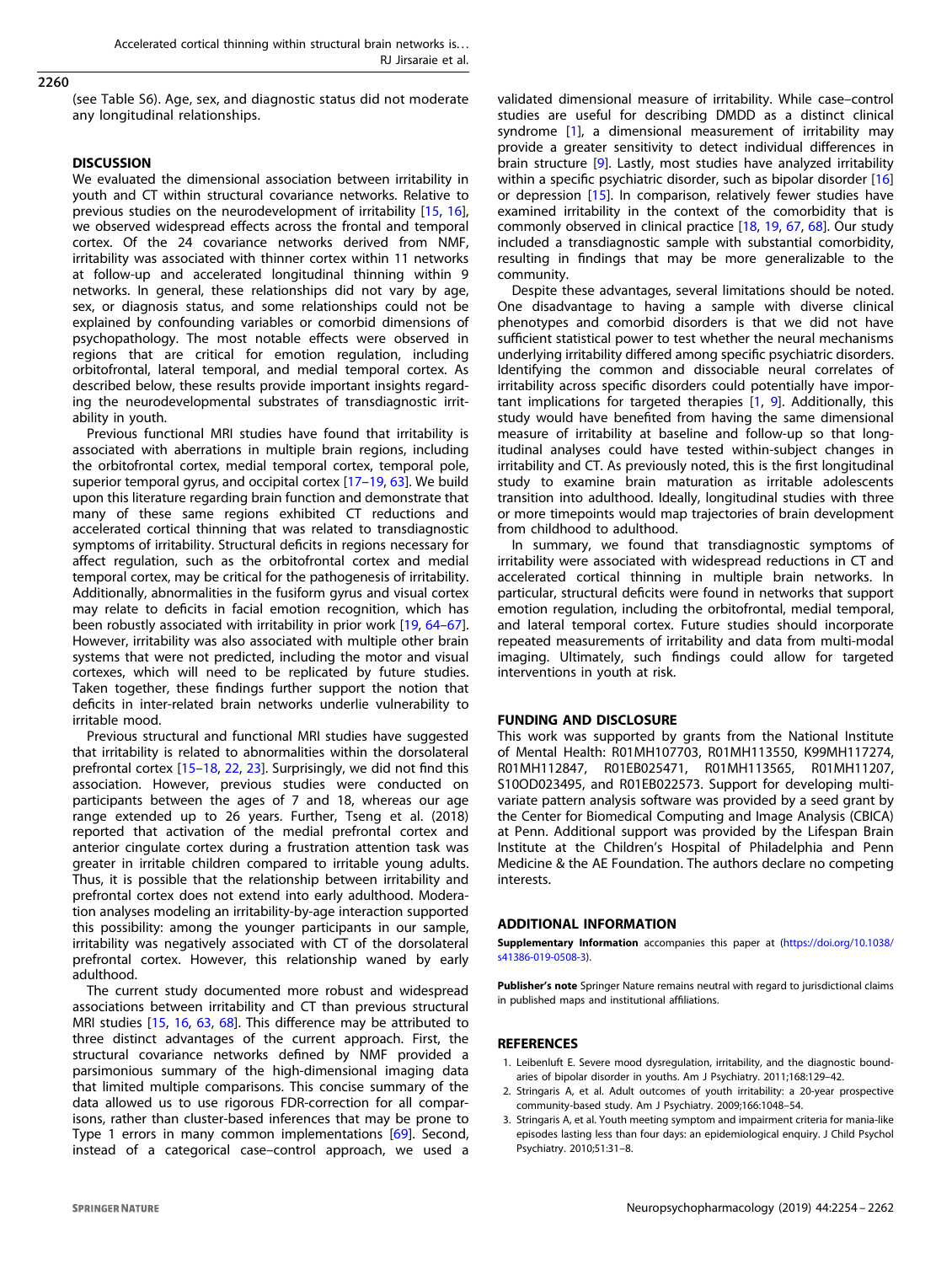(see Table S6). Age, sex, and diagnostic status did not moderate any longitudinal relationships.

## DISCUSSION

We evaluated the dimensional association between irritability in youth and CT within structural covariance networks. Relative to previous studies on the neurodevelopment of irritability [15, 16], we observed widespread effects across the frontal and temporal cortex. Of the 24 covariance networks derived from NMF, irritability was associated with thinner cortex within 11 networks at follow-up and accelerated longitudinal thinning within 9 networks. In general, these relationships did not vary by age, sex, or diagnosis status, and some relationships could not be explained by confounding variables or comorbid dimensions of psychopathology. The most notable effects were observed in regions that are critical for emotion regulation, including orbitofrontal, lateral temporal, and medial temporal cortex. As described below, these results provide important insights regarding the neurodevelopmental substrates of transdiagnostic irritability in youth.

Previous functional MRI studies have found that irritability is associated with aberrations in multiple brain regions, including the orbitofrontal cortex, medial temporal cortex, temporal pole, superior temporal gyrus, and occipital cortex [17–19, 63]. We build upon this literature regarding brain function and demonstrate that many of these same regions exhibited CT reductions and accelerated cortical thinning that was related to transdiagnostic symptoms of irritability. Structural deficits in regions necessary for affect regulation, such as the orbitofrontal cortex and medial temporal cortex, may be critical for the pathogenesis of irritability. Additionally, abnormalities in the fusiform gyrus and visual cortex may relate to deficits in facial emotion recognition, which has been robustly associated with irritability in prior work [19, 64–67]. However, irritability was also associated with multiple other brain systems that were not predicted, including the motor and visual cortexes, which will need to be replicated by future studies. Taken together, these findings further support the notion that deficits in inter-related brain networks underlie vulnerability to irritable mood.

Previous structural and functional MRI studies have suggested that irritability is related to abnormalities within the dorsolateral prefrontal cortex [15–18, 22, 23]. Surprisingly, we did not find this association. However, previous studies were conducted on participants between the ages of 7 and 18, whereas our age range extended up to 26 years. Further, Tseng et al. (2018) reported that activation of the medial prefrontal cortex and anterior cingulate cortex during a frustration attention task was greater in irritable children compared to irritable young adults. Thus, it is possible that the relationship between irritability and prefrontal cortex does not extend into early adulthood. Moderation analyses modeling an irritability-by-age interaction supported this possibility: among the younger participants in our sample, irritability was negatively associated with CT of the dorsolateral prefrontal cortex. However, this relationship waned by early adulthood.

The current study documented more robust and widespread associations between irritability and CT than previous structural MRI studies [15, 16, 63, 68]. This difference may be attributed to three distinct advantages of the current approach. First, the structural covariance networks defined by NMF provided a parsimonious summary of the high-dimensional imaging data that limited multiple comparisons. This concise summary of the data allowed us to use rigorous FDR-correction for all comparisons, rather than cluster-based inferences that may be prone to Type 1 errors in many common implementations [69]. Second, instead of a categorical case–control approach, we used a validated dimensional measure of irritability. While case–control studies are useful for describing DMDD as a distinct clinical syndrome [1], a dimensional measurement of irritability may provide a greater sensitivity to detect individual differences in brain structure [9]. Lastly, most studies have analyzed irritability within a specific psychiatric disorder, such as bipolar disorder [16] or depression [15]. In comparison, relatively fewer studies have examined irritability in the context of the comorbidity that is commonly observed in clinical practice [18, 19, 67, 68]. Our study included a transdiagnostic sample with substantial comorbidity, resulting in findings that may be more generalizable to the community.

Despite these advantages, several limitations should be noted. One disadvantage to having a sample with diverse clinical phenotypes and comorbid disorders is that we did not have sufficient statistical power to test whether the neural mechanisms underlying irritability differed among specific psychiatric disorders. Identifying the common and dissociable neural correlates of irritability across specific disorders could potentially have important implications for targeted therapies [1, 9]. Additionally, this study would have benefited from having the same dimensional measure of irritability at baseline and follow-up so that longitudinal analyses could have tested within-subject changes in irritability and CT. As previously noted, this is the first longitudinal study to examine brain maturation as irritable adolescents transition into adulthood. Ideally, longitudinal studies with three or more timepoints would map trajectories of brain development from childhood to adulthood.

In summary, we found that transdiagnostic symptoms of irritability were associated with widespread reductions in CT and accelerated cortical thinning in multiple brain networks. In particular, structural deficits were found in networks that support emotion regulation, including the orbitofrontal, medial temporal, and lateral temporal cortex. Future studies should incorporate repeated measurements of irritability and data from multi-modal imaging. Ultimately, such findings could allow for targeted interventions in youth at risk.

## FUNDING AND DISCLOSURE

This work was supported by grants from the National Institute of Mental Health: R01MH107703, R01MH113550, K99MH117274, R01MH112847, R01EB025471, R01MH113565, R01MH11207, S10OD023495, and R01EB022573. Support for developing multivariate pattern analysis software was provided by a seed grant by the Center for Biomedical Computing and Image Analysis (CBICA) at Penn. Additional support was provided by the Lifespan Brain Institute at the Children's Hospital of Philadelphia and Penn Medicine & the AE Foundation. The authors declare no competing interests.

## ADDITIONAL INFORMATION

**Supplementary Information** accompanies this paper at (https://doi.org/10.1038/s41386-019-0508-3).

**Publisher's note** Springer Nature remains neutral with regard to jurisdictional claims in published maps and institutional affiliations.

## REFERENCES

1. Leibenluft E. Severe mood dysregulation, irritability, and the diagnostic boundaries of bipolar disorder in youths. Am J Psychiatry. 2011;168:129–42.
2. Stringaris A, et al. Adult outcomes of youth irritability: a 20-year prospective community-based study. Am J Psychiatry. 2009;166:1048–54.
3. Stringaris A, et al. Youth meeting symptom and impairment criteria for mania-like episodes lasting less than four days: an epidemiological enquiry. J Child Psychol Psychiatry. 2010;51:31–8.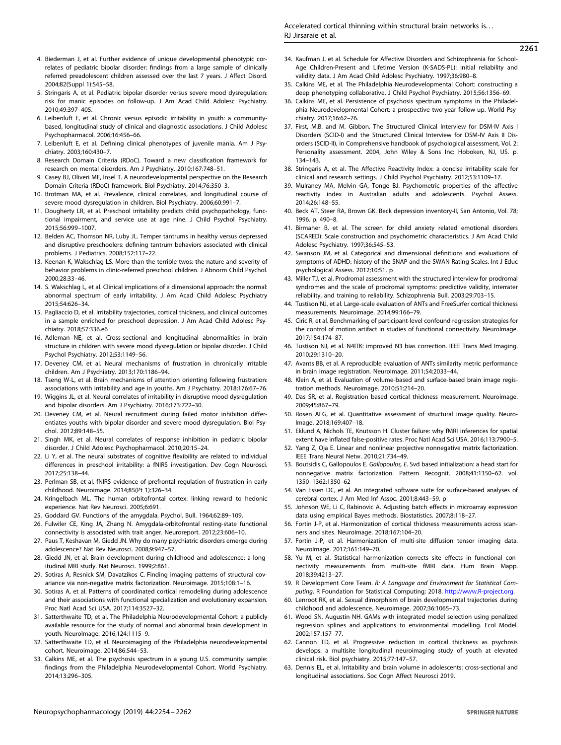4. Biederman J, et al. Further evidence of unique developmental phenotypic correlates of pediatric bipolar disorder: findings from a large sample of clinically referred preadolescent children assessed over the last 7 years. J Affect Disord. 2004;82(Suppl 1):S45–58.
5. Stringaris A, et al. Pediatric bipolar disorder versus severe mood dysregulation: risk for manic episodes on follow-up. J Am Acad Child Adolesc Psychiatry. 2010;49:397–405.
6. Leibenluft E, et al. Chronic versus episodic irritability in youth: a community-based, longitudinal study of clinical and diagnostic associations. J Child Adolesc Psychopharmacol. 2006;16:456–66.
7. Leibenluft E, et al. Defining clinical phenotypes of juvenile mania. Am J Psychiatry. 2003;160:430–7.
8. Research Domain Criteria (RDoC). Toward a new classification framework for research on mental disorders. Am J Psychiatry. 2010;167:748–51.
9. Casey BJ, Oliveri ME, Insel T. A neurodevelopmental perspective on the Research Domain Criteria (RDoC) framework. Biol Psychiatry. 2014;76:350–3.
10. Brotman MA, et al. Prevalence, clinical correlates, and longitudinal course of severe mood dysregulation in children. Biol Psychiatry. 2006;60:991–7.
11. Dougherty LR, et al. Preschool irritability predicts child psychopathology, functional impairment, and service use at age nine. J Child Psychol Psychiatry. 2015;56:999–1007.
12. Belden AC, Thomson NR, Luby JL. Temper tantrums in healthy versus depressed and disruptive preschoolers: defining tantrum behaviors associated with clinical problems. J Pediatrics. 2008;152:117–22.
13. Keenan K, Wakschlag LS. More than the terrible twos: the nature and severity of behavior problems in clinic-referred preschool children. J Abnorm Child Psychol. 2000;28:33–46.
14. S. Wakschlag L, et al. Clinical implications of a dimensional approach: the normal: abnormal spectrum of early irritability. J Am Acad Child Adolesc Psychiatry 2015;54:626–34.
15. Pagliaccio D, et al. Irritability trajectories, cortical thickness, and clinical outcomes in a sample enriched for preschool depression. J Am Acad Child Adolesc Psychiatry. 2018;57:336.e6
16. Adleman NE, et al. Cross-sectional and longitudinal abnormalities in brain structure in children with severe mood dysregulation or bipolar disorder. J Child Psychol Psychiatry. 2012;53:1149–56.
17. Deveney CM, et al. Neural mechanisms of frustration in chronically irritable children. Am J Psychiatry. 2013;170:1186–94.
18. Tseng W-L, et al. Brain mechanisms of attention orienting following frustration: associations with irritability and age in youths. Am J Psychiatry. 2018;176:67–76.
19. Wiggins JL, et al. Neural correlates of irritability in disruptive mood dysregulation and bipolar disorders. Am J Psychiatry. 2016;173:722–30.
20. Deveney CM, et al. Neural recruitment during failed motor inhibition differentiates youths with bipolar disorder and severe mood dysregulation. Biol Psychol. 2012;89:148–55.
21. Singh MK, et al. Neural correlates of response inhibition in pediatric bipolar disorder. J Child Adolesc Psychopharmacol. 2010;20:15–24.
22. Li Y, et al. The neural substrates of cognitive flexibility are related to individual differences in preschool irritability: a fNIRS investigation. Dev Cogn Neurosci. 2017;25:138–44.
23. Perlman SB, et al. fNIRS evidence of prefrontal regulation of frustration in early childhood. Neuroimage. 2014;85(Pt 1):326–34.
24. Kringelbach ML. The human orbitofrontal cortex: linking reward to hedonic experience. Nat Rev Neurosci. 2005;6:691.
25. Goddard GV. Functions of the amygdala. Psychol. Bull. 1964;62:89–109.
26. Fulwiler CE, King JA, Zhang N. Amygdala-orbitofrontal resting-state functional connectivity is associated with trait anger. Neuroreport. 2012;23:606–10.
27. Paus T, Keshavan M, Giedd JN. Why do many psychiatric disorders emerge during adolescence? Nat Rev Neurosci. 2008;9:947–57.
28. Giedd JN, et al. Brain development during childhood and adolescence: a longitudinal MRI study. Nat Neurosci. 1999;2:861.
29. Sotiras A, Resnick SM, Davatzikos C. Finding imaging patterns of structural covariance via non-negative matrix factorization. Neuroimage. 2015;108:1–16.
30. Sotiras A, et al. Patterns of coordinated cortical remodeling during adolescence and their associations with functional specialization and evolutionary expansion. Proc Natl Acad Sci USA. 2017;114:3527–32.
31. Satterthwaite TD, et al. The Philadelphia Neurodevelopmental Cohort: a publicly available resource for the study of normal and abnormal brain development in youth. NeuroImage. 2016;124:1115–9.
32. Satterthwaite TD, et al. Neuroimaging of the Philadelphia neurodevelopmental cohort. Neuroimage. 2014;86:544–53.
33. Calkins ME, et al. The psychosis spectrum in a young U.S. community sample: findings from the Philadelphia Neurodevelopmental Cohort. World Psychiatry. 2014;13:296–305.
34. Kaufman J, et al. Schedule for Affective Disorders and Schizophrenia for School-Age Children-Present and Lifetime Version (K-SADS-PL): initial reliability and validity data. J Am Acad Child Adolesc Psychiatry. 1997;36:980–8.
35. Calkins ME, et al. The Philadelphia Neurodevelopmental Cohort: constructing a deep phenotyping collaborative. J Child Psychol Psychiatry. 2015;56:1356–69.
36. Calkins ME, et al. Persistence of psychosis spectrum symptoms in the Philadelphia Neurodevelopmental Cohort: a prospective two-year follow-up. World Psychiatry. 2017;16:62–76.
37. First, M.B. and M. Gibbon, The Structured Clinical Interview for DSM-IV Axis I Disorders (SCID-I) and the Structured Clinical Interview for DSM-IV Axis II Disorders (SCID-II), in Comprehensive handbook of psychological assessment, Vol. 2: Personality assessment. 2004, John Wiley & Sons Inc: Hoboken, NJ, US. p. 134–143.
38. Stringaris A, et al. The Affective Reactivity Index: a concise irritability scale for clinical and research settings. J Child Psychol Psychiatry. 2012;53:1109–17.
39. Mulraney MA, Melvin GA, Tonge BJ. Psychometric properties of the affective reactivity index in Australian adults and adolescents. Psychol Assess. 2014;26:148–55.
40. Beck AT, Steer RA, Brown GK. Beck depression inventory-II, San Antonio, Vol. 78; 1996. p. 490–8.
41. Birmaher B, et al. The screen for child anxiety related emotional disorders (SCARED): Scale construction and psychometric characteristics. J Am Acad Child Adolesc Psychiatry. 1997;36:545–53.
42. Swanson JM, et al. Categorical and dimensional definitions and evaluations of symptoms of ADHD: history of the SNAP and the SWAN Rating Scales. Int J Educ psychological Assess. 2012;10:51. p
43. Miller TJ, et al. Prodromal assessment with the structured interview for prodromal syndromes and the scale of prodromal symptoms: predictive validity, interrater reliability, and training to reliability. Schizophrenia Bull. 2003;29:703–15.
44. Tustison NJ, et al. Large-scale evaluation of ANTs and FreeSurfer cortical thickness measurements. Neuroimage. 2014;99:166–79.
45. Ciric R, et al. Benchmarking of participant-level confound regression strategies for the control of motion artifact in studies of functional connectivity. NeuroImage. 2017;154:174–87.
46. Tustison NJ, et al. N4ITK: improved N3 bias correction. IEEE Trans Med Imaging. 2010;29:1310–20.
47. Avants BB, et al. A reproducible evaluation of ANTs similarity metric performance in brain image registration. NeuroImage. 2011;54:2033–44.
48. Klein A, et al. Evaluation of volume-based and surface-based brain image registration methods. Neuroimage. 2010;51:214–20.
49. Das SR, et al. Registration based cortical thickness measurement. Neuroimage. 2009;45:867–79.
50. Rosen AFG, et al. Quantitative assessment of structural image quality. NeuroImage. 2018;169:407–18.
51. Eklund A, Nichols TE, Knutsson H. Cluster failure: why fMRI inferences for spatial extent have inflated false-positive rates. Proc Natl Acad Sci USA. 2016;113:7900–5.
52. Yang Z, Oja E. Linear and nonlinear projective nonnegative matrix factorization. IEEE Trans Neural Netw. 2010;21:734–49.
53. Boutsidis C, Gallopoulos E. *Gallopoulos, E.* Svd based initialization: a head start for nonnegative matrix factorization. Pattern Recognit. 2008;41:1350–62. vol. 1350–1362:1350–62
54. Van Essen DC, et al. An integrated software suite for surface-based analyses of cerebral cortex. J Am Med Inf Assoc. 2001;8:443–59. p
55. Johnson WE, Li C, Rabinovic A. Adjusting batch effects in microarray expression data using empirical Bayes methods. Biostatistics. 2007;8:118–27.
56. Fortin J-P, et al. Harmonization of cortical thickness measurements across scanners and sites. NeuroImage. 2018;167:104–20.
57. Fortin J-P, et al. Harmonization of multi-site diffusion tensor imaging data. NeuroImage. 2017;161:149–70.
58. Yu M, et al. Statistical harmonization corrects site effects in functional connectivity measurements from multi-site fMRI data. Hum Brain Mapp. 2018;39:4213–27.
59. R Development Core Team. *R: A Language and Environment for Statistical Computing*. R Foundation for Statistical Computing; 2018. http://www.R-project.org.
60. Lenroot RK, et al. Sexual dimorphism of brain developmental trajectories during childhood and adolescence. Neuroimage. 2007;36:1065–73.
61. Wood SN, Augustin NH. GAMs with integrated model selection using penalized regression splines and applications to environmental modelling. Ecol Model. 2002;157:157–77.
62. Cannon TD, et al. Progressive reduction in cortical thickness as psychosis develops: a multisite longitudinal neuroimaging study of youth at elevated clinical risk. Biol psychiatry. 2015;77:147–57.
63. Dennis EL, et al. Irritability and brain volume in adolescents: cross-sectional and longitudinal associations. Soc Cogn Affect Neurosci 2019.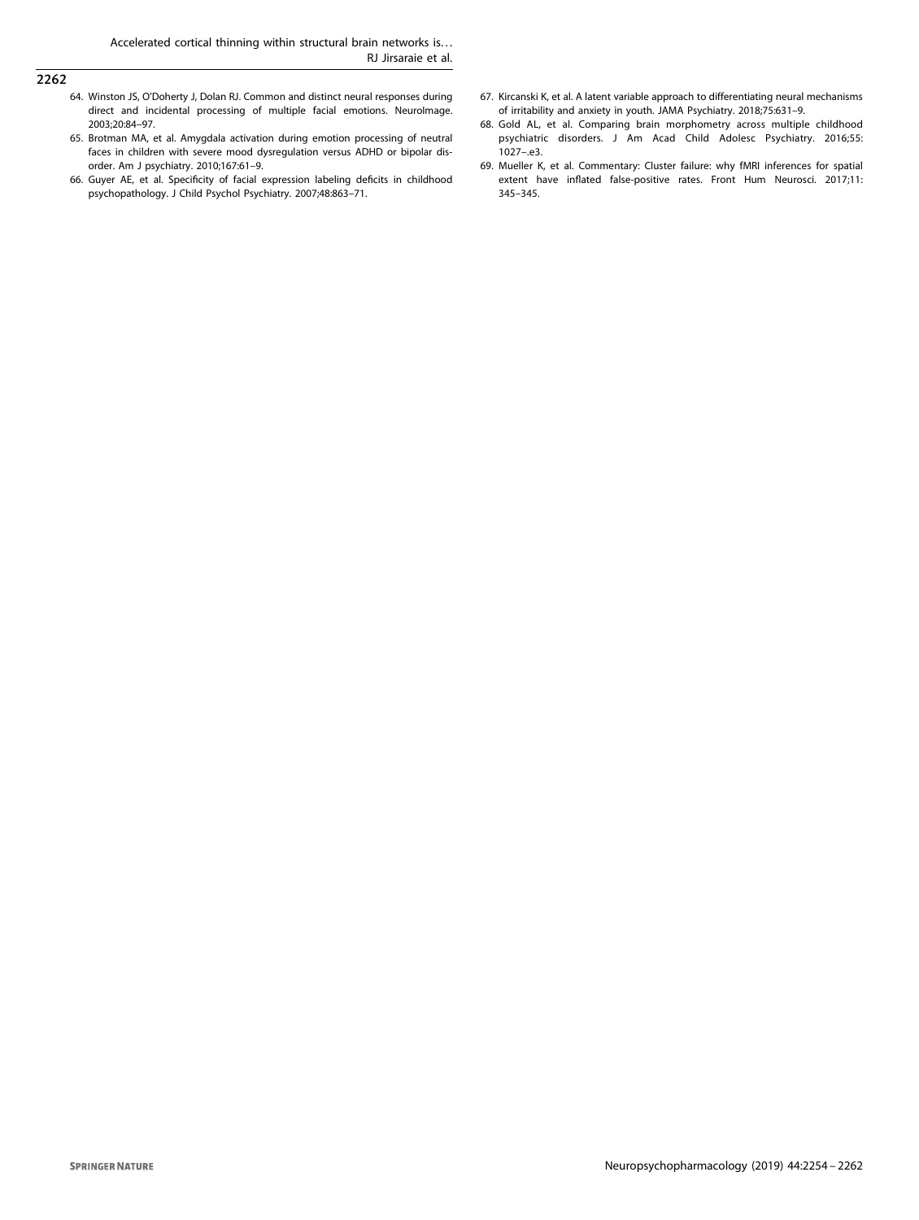64. Winston JS, O'Doherty J, Dolan RJ. Common and distinct neural responses during direct and incidental processing of multiple facial emotions. NeuroImage. 2003;20:84–97.
65. Brotman MA, et al. Amygdala activation during emotion processing of neutral faces in children with severe mood dysregulation versus ADHD or bipolar disorder. Am J psychiatry. 2010;167:61–9.
66. Guyer AE, et al. Specificity of facial expression labeling deficits in childhood psychopathology. J Child Psychol Psychiatry. 2007;48:863–71.
67. Kircanski K, et al. A latent variable approach to differentiating neural mechanisms of irritability and anxiety in youth. JAMA Psychiatry. 2018;75:631–9.
68. Gold AL, et al. Comparing brain morphometry across multiple childhood psychiatric disorders. J Am Acad Child Adolesc Psychiatry. 2016;55: 1027–.e3.
69. Mueller K, et al. Commentary: Cluster failure: why fMRI inferences for spatial extent have inflated false-positive rates. Front Hum Neurosci. 2017;11: 345–345.